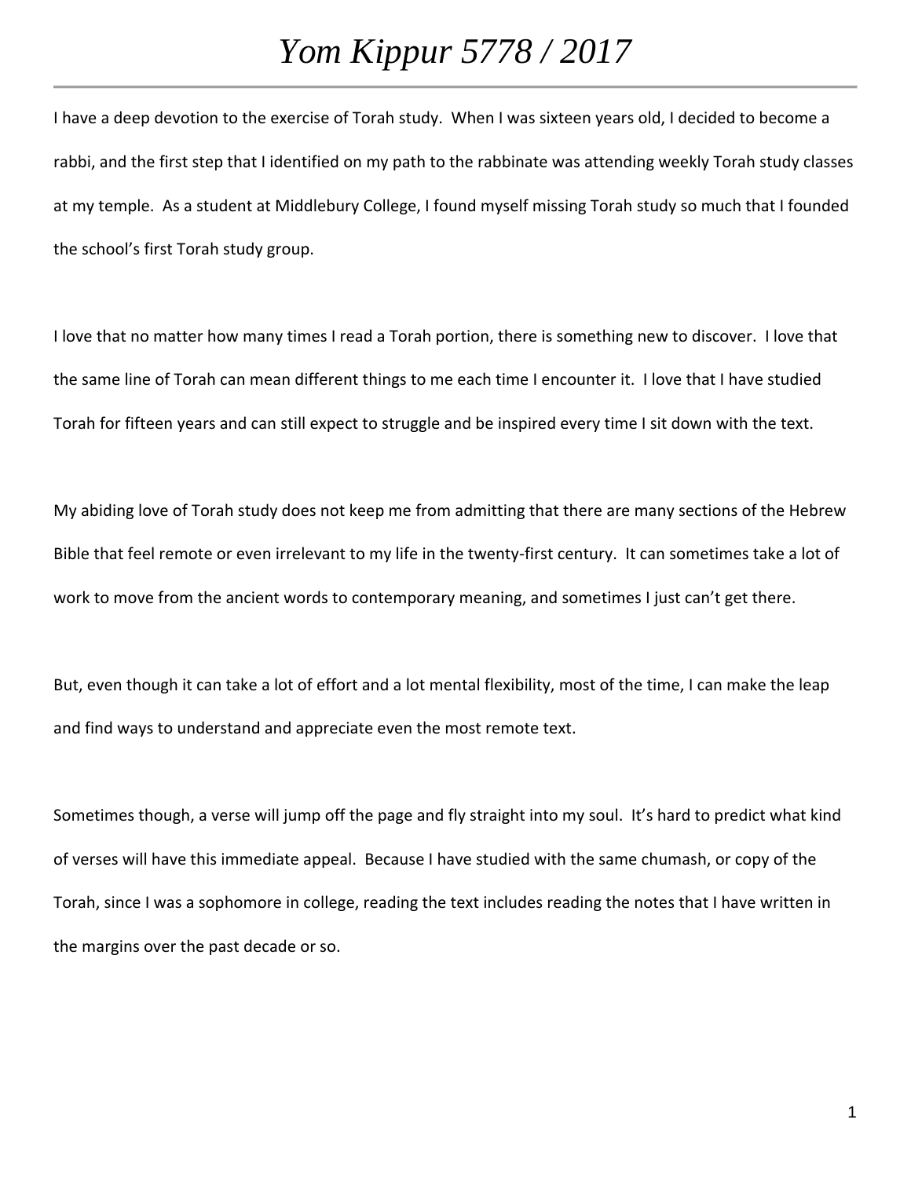# *Yom Kippur 5778 / 2017*

I have a deep devotion to the exercise of Torah study. When I was sixteen years old, I decided to become a rabbi, and the first step that I identified on my path to the rabbinate was attending weekly Torah study classes at my temple. As a student at Middlebury College, I found myself missing Torah study so much that I founded the school's first Torah study group.

I love that no matter how many times I read a Torah portion, there is something new to discover. I love that the same line of Torah can mean different things to me each time I encounter it. I love that I have studied Torah for fifteen years and can still expect to struggle and be inspired every time I sit down with the text.

My abiding love of Torah study does not keep me from admitting that there are many sections of the Hebrew Bible that feel remote or even irrelevant to my life in the twenty-first century. It can sometimes take a lot of work to move from the ancient words to contemporary meaning, and sometimes I just can't get there.

But, even though it can take a lot of effort and a lot mental flexibility, most of the time, I can make the leap and find ways to understand and appreciate even the most remote text.

Sometimes though, a verse will jump off the page and fly straight into my soul. It's hard to predict what kind of verses will have this immediate appeal. Because I have studied with the same chumash, or copy of the Torah, since I was a sophomore in college, reading the text includes reading the notes that I have written in the margins over the past decade or so.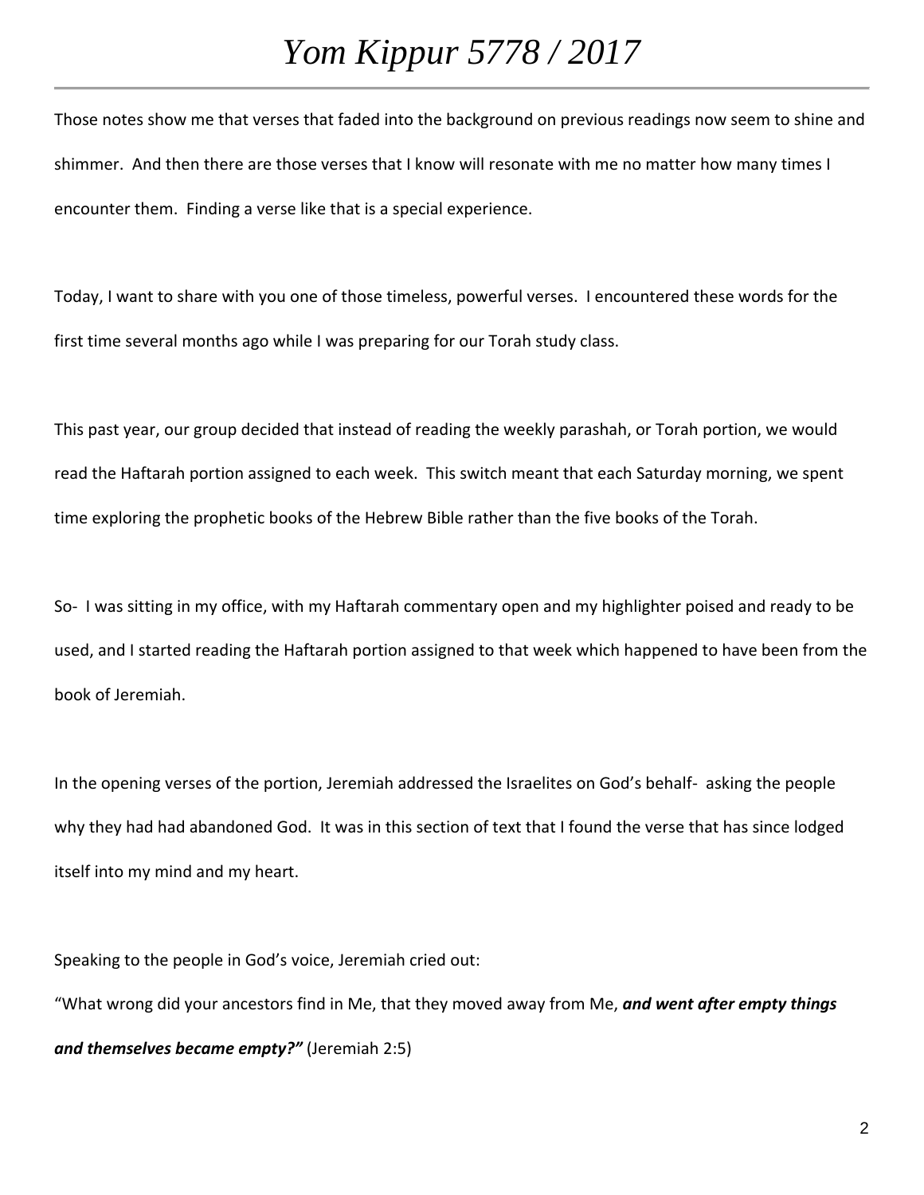Those notes show me that verses that faded into the background on previous readings now seem to shine and shimmer.  And then there are those verses that I know will resonate with me no matter how many times I encounter them.  Finding a verse like that is a special experience.

Today, I want to share with you one of those timeless, powerful verses.  I encountered these words for the first time several months ago while I was preparing for our Torah study class.

This past year, our group decided that instead of reading the weekly parashah, or Torah portion, we would read the Haftarah portion assigned to each week.  This switch meant that each Saturday morning, we spent time exploring the prophetic books of the Hebrew Bible rather than the five books of the Torah.

So-  I was sitting in my office, with my Haftarah commentary open and my highlighter poised and ready to be used, and I started reading the Haftarah portion assigned to that week which happened to have been from the book of Jeremiah.

In the opening verses of the portion, Jeremiah addressed the Israelites on God's behalf-  asking the people why they had had abandoned God.  It was in this section of text that I found the verse that has since lodged itself into my mind and my heart.

Speaking to the people in God's voice, Jeremiah cried out:

"What wrong did your ancestors find in Me, that they moved away from Me, ***and went after empty things and themselves became empty?"*** (Jeremiah 2:5)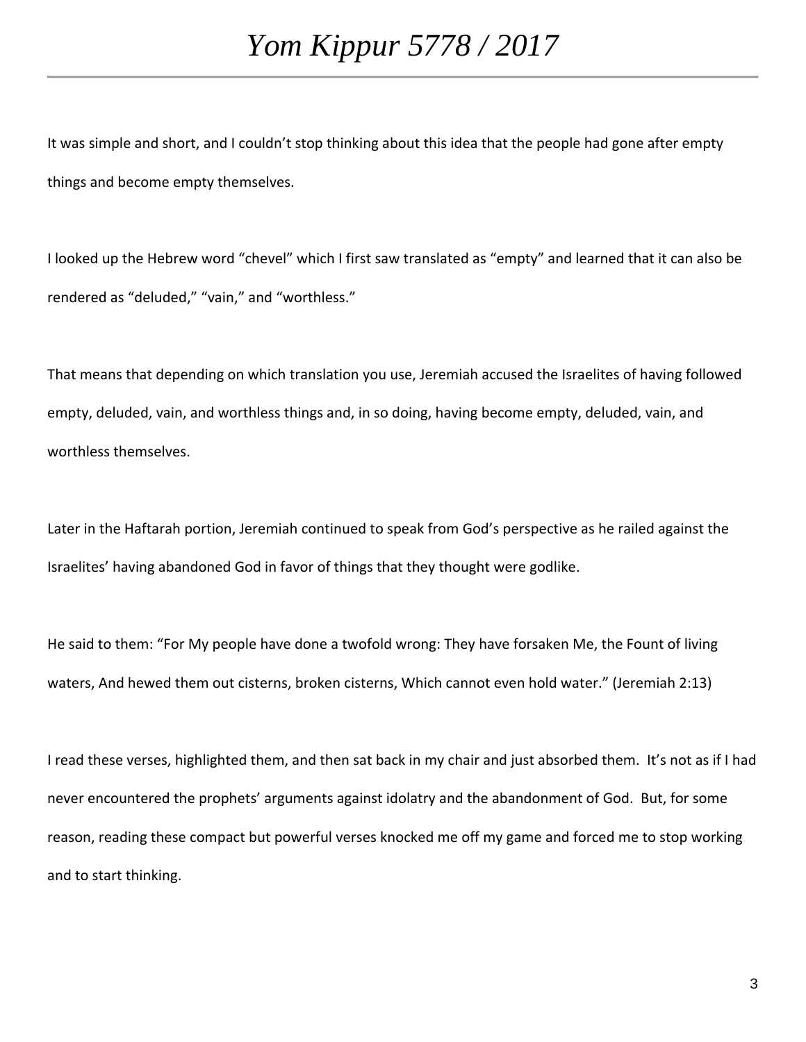It was simple and short, and I couldn't stop thinking about this idea that the people had gone after empty things and become empty themselves.

I looked up the Hebrew word "chevel" which I first saw translated as "empty" and learned that it can also be rendered as "deluded," "vain," and "worthless."

That means that depending on which translation you use, Jeremiah accused the Israelites of having followed empty, deluded, vain, and worthless things and, in so doing, having become empty, deluded, vain, and worthless themselves.

Later in the Haftarah portion, Jeremiah continued to speak from God's perspective as he railed against the Israelites' having abandoned God in favor of things that they thought were godlike.

He said to them: "For My people have done a twofold wrong: They have forsaken Me, the Fount of living waters, And hewed them out cisterns, broken cisterns, Which cannot even hold water." (Jeremiah 2:13)

I read these verses, highlighted them, and then sat back in my chair and just absorbed them. It's not as if I had never encountered the prophets' arguments against idolatry and the abandonment of God. But, for some reason, reading these compact but powerful verses knocked me off my game and forced me to stop working and to start thinking.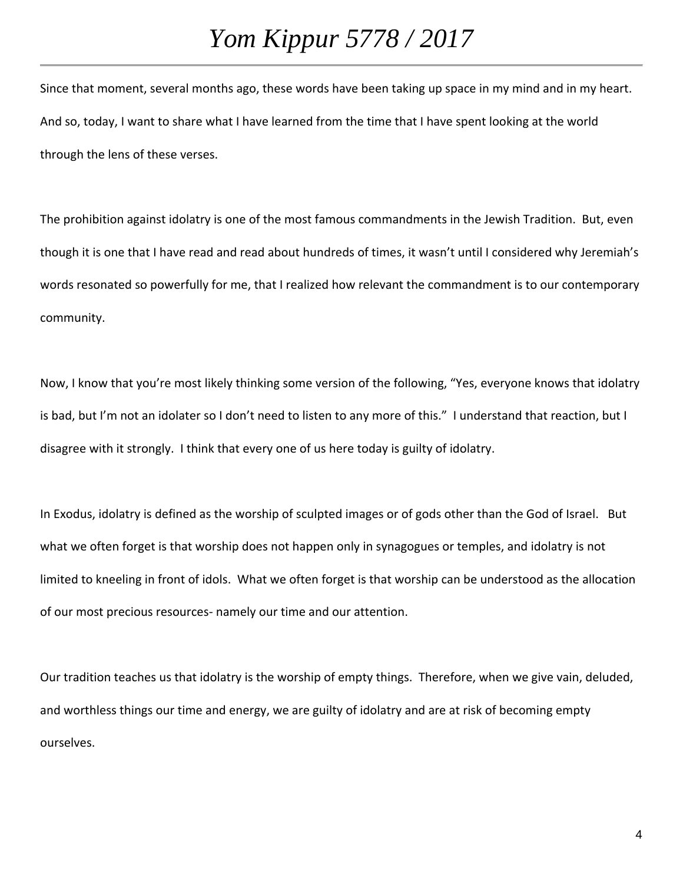Since that moment, several months ago, these words have been taking up space in my mind and in my heart. And so, today, I want to share what I have learned from the time that I have spent looking at the world through the lens of these verses.

The prohibition against idolatry is one of the most famous commandments in the Jewish Tradition. But, even though it is one that I have read and read about hundreds of times, it wasn't until I considered why Jeremiah's words resonated so powerfully for me, that I realized how relevant the commandment is to our contemporary community.

Now, I know that you're most likely thinking some version of the following, "Yes, everyone knows that idolatry is bad, but I'm not an idolater so I don't need to listen to any more of this." I understand that reaction, but I disagree with it strongly. I think that every one of us here today is guilty of idolatry.

In Exodus, idolatry is defined as the worship of sculpted images or of gods other than the God of Israel. But what we often forget is that worship does not happen only in synagogues or temples, and idolatry is not limited to kneeling in front of idols. What we often forget is that worship can be understood as the allocation of our most precious resources- namely our time and our attention.

Our tradition teaches us that idolatry is the worship of empty things. Therefore, when we give vain, deluded, and worthless things our time and energy, we are guilty of idolatry and are at risk of becoming empty ourselves.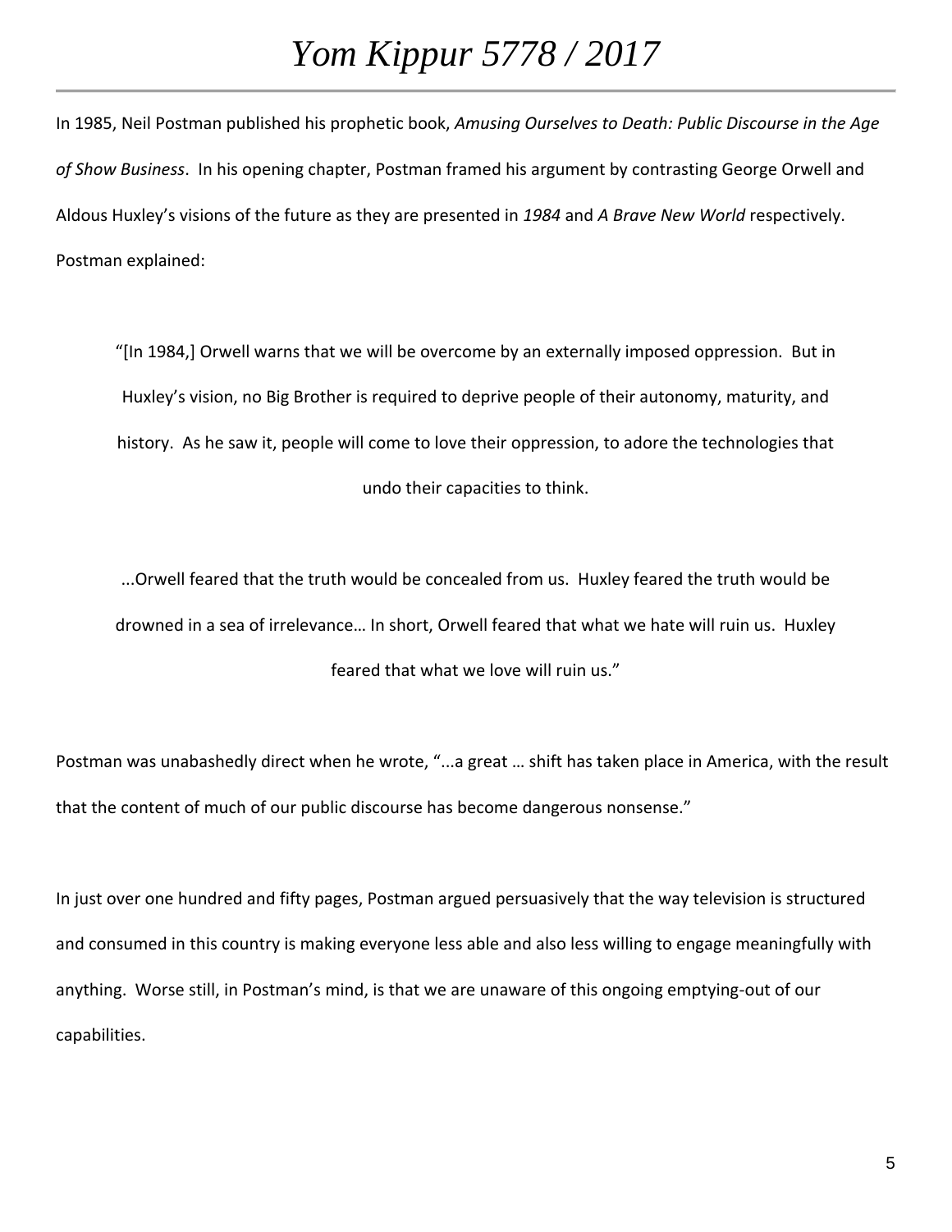In 1985, Neil Postman published his prophetic book, *Amusing Ourselves to Death: Public Discourse in the Age of Show Business*. In his opening chapter, Postman framed his argument by contrasting George Orwell and Aldous Huxley's visions of the future as they are presented in *1984* and *A Brave New World* respectively. Postman explained:

> "[In 1984,] Orwell warns that we will be overcome by an externally imposed oppression. But in Huxley's vision, no Big Brother is required to deprive people of their autonomy, maturity, and history. As he saw it, people will come to love their oppression, to adore the technologies that undo their capacities to think.
>
> ...Orwell feared that the truth would be concealed from us. Huxley feared the truth would be drowned in a sea of irrelevance… In short, Orwell feared that what we hate will ruin us. Huxley feared that what we love will ruin us."

Postman was unabashedly direct when he wrote, "...a great … shift has taken place in America, with the result that the content of much of our public discourse has become dangerous nonsense."

In just over one hundred and fifty pages, Postman argued persuasively that the way television is structured and consumed in this country is making everyone less able and also less willing to engage meaningfully with anything. Worse still, in Postman's mind, is that we are unaware of this ongoing emptying-out of our capabilities.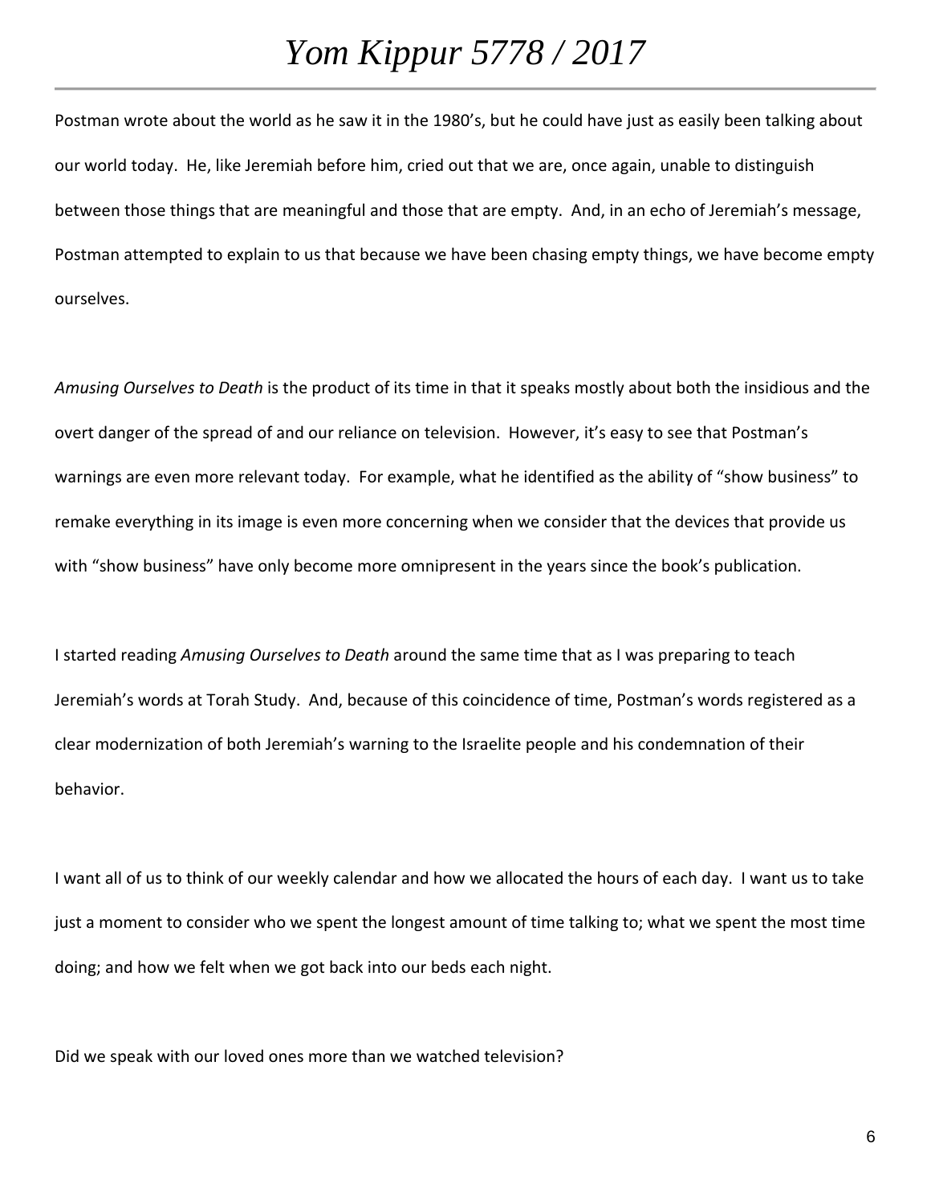Postman wrote about the world as he saw it in the 1980's, but he could have just as easily been talking about our world today. He, like Jeremiah before him, cried out that we are, once again, unable to distinguish between those things that are meaningful and those that are empty. And, in an echo of Jeremiah's message, Postman attempted to explain to us that because we have been chasing empty things, we have become empty ourselves.

*Amusing Ourselves to Death* is the product of its time in that it speaks mostly about both the insidious and the overt danger of the spread of and our reliance on television. However, it's easy to see that Postman's warnings are even more relevant today. For example, what he identified as the ability of "show business" to remake everything in its image is even more concerning when we consider that the devices that provide us with "show business" have only become more omnipresent in the years since the book's publication.

I started reading *Amusing Ourselves to Death* around the same time that as I was preparing to teach Jeremiah's words at Torah Study. And, because of this coincidence of time, Postman's words registered as a clear modernization of both Jeremiah's warning to the Israelite people and his condemnation of their behavior.

I want all of us to think of our weekly calendar and how we allocated the hours of each day. I want us to take just a moment to consider who we spent the longest amount of time talking to; what we spent the most time doing; and how we felt when we got back into our beds each night.

Did we speak with our loved ones more than we watched television?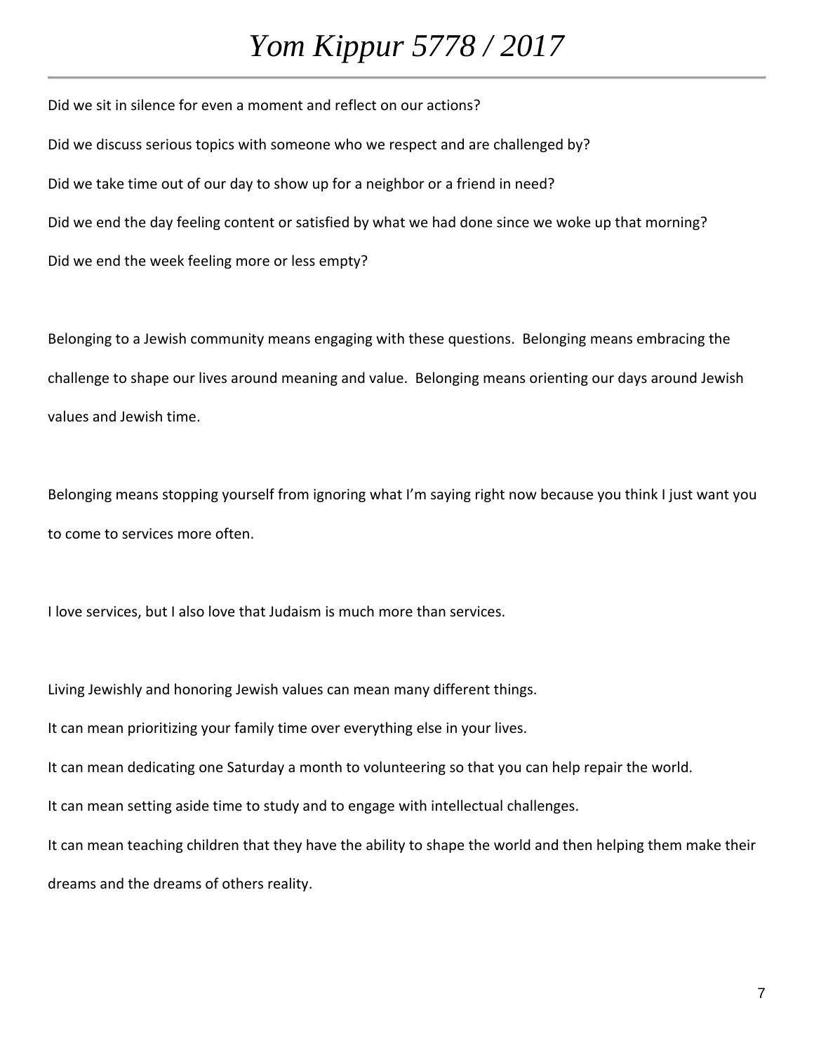Did we sit in silence for even a moment and reflect on our actions?

Did we discuss serious topics with someone who we respect and are challenged by?

Did we take time out of our day to show up for a neighbor or a friend in need?

Did we end the day feeling content or satisfied by what we had done since we woke up that morning?

Did we end the week feeling more or less empty?

Belonging to a Jewish community means engaging with these questions. Belonging means embracing the challenge to shape our lives around meaning and value. Belonging means orienting our days around Jewish values and Jewish time.

Belonging means stopping yourself from ignoring what I'm saying right now because you think I just want you to come to services more often.

I love services, but I also love that Judaism is much more than services.

Living Jewishly and honoring Jewish values can mean many different things.

It can mean prioritizing your family time over everything else in your lives.

It can mean dedicating one Saturday a month to volunteering so that you can help repair the world.

It can mean setting aside time to study and to engage with intellectual challenges.

It can mean teaching children that they have the ability to shape the world and then helping them make their dreams and the dreams of others reality.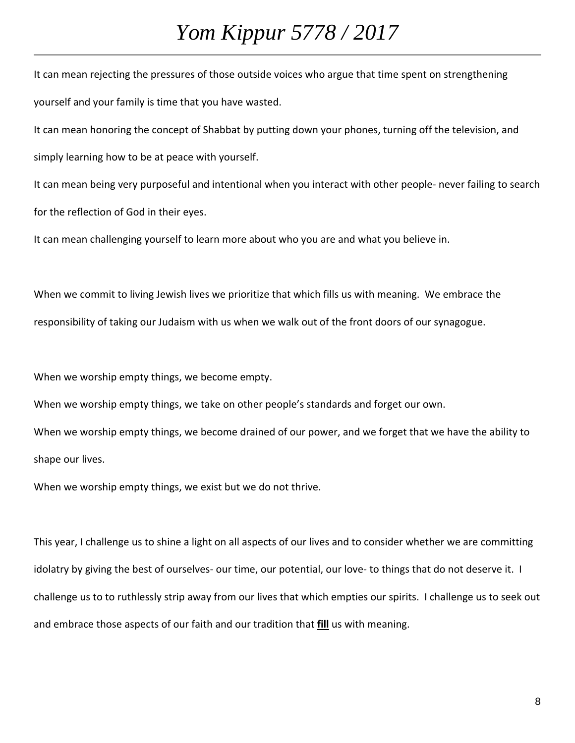It can mean rejecting the pressures of those outside voices who argue that time spent on strengthening yourself and your family is time that you have wasted.

It can mean honoring the concept of Shabbat by putting down your phones, turning off the television, and simply learning how to be at peace with yourself.

It can mean being very purposeful and intentional when you interact with other people- never failing to search for the reflection of God in their eyes.

It can mean challenging yourself to learn more about who you are and what you believe in.

When we commit to living Jewish lives we prioritize that which fills us with meaning. We embrace the responsibility of taking our Judaism with us when we walk out of the front doors of our synagogue.

When we worship empty things, we become empty.

When we worship empty things, we take on other people's standards and forget our own.

When we worship empty things, we become drained of our power, and we forget that we have the ability to shape our lives.

When we worship empty things, we exist but we do not thrive.

This year, I challenge us to shine a light on all aspects of our lives and to consider whether we are committing idolatry by giving the best of ourselves- our time, our potential, our love- to things that do not deserve it. I challenge us to to ruthlessly strip away from our lives that which empties our spirits. I challenge us to seek out and embrace those aspects of our faith and our tradition that <u>**fill**</u> us with meaning.